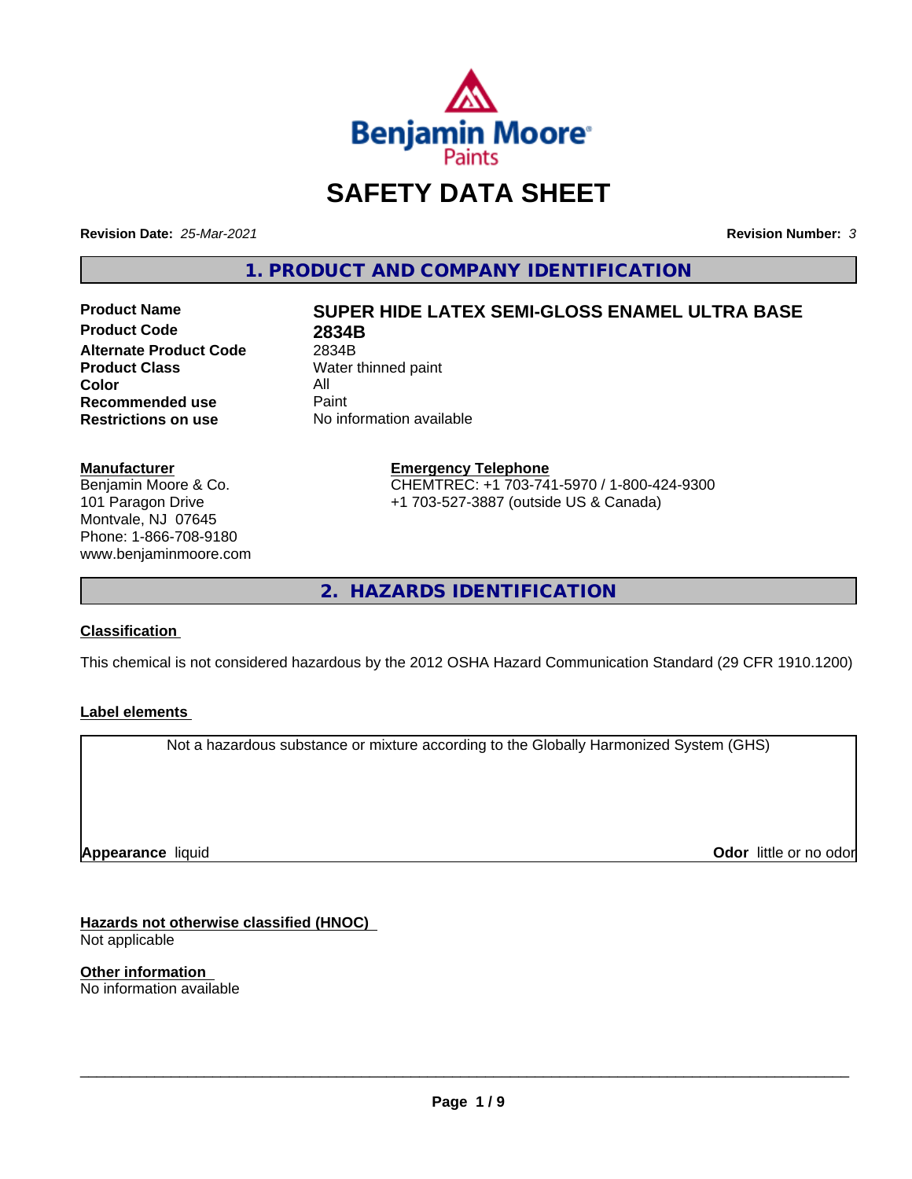# SAFETY DATA SHEET

**Revision Date:** *25-Mar-2021* **Revision Number:** *3*

## 1. PRODUCT AND COMPANY IDENTIFICATION

| | |
|---|---|
| **Product Name** | **SUPER HIDE LATEX SEMI-GLOSS ENAMEL ULTRA BASE** |
| **Product Code** | **2834B** |
| **Alternate Product Code** | 2834B |
| **Product Class** | Water thinned paint |
| **Color** | All |
| **Recommended use** | Paint |
| **Restrictions on use** | No information available |

**Manufacturer**
Benjamin Moore & Co.
101 Paragon Drive
Montvale, NJ 07645
Phone: 1-866-708-9180
www.benjaminmoore.com

**Emergency Telephone**
CHEMTREC: +1 703-741-5970 / 1-800-424-9300
+1 703-527-3887 (outside US & Canada)

## 2. HAZARDS IDENTIFICATION

### Classification

This chemical is not considered hazardous by the 2012 OSHA Hazard Communication Standard (29 CFR 1910.1200)

### Label elements

Not a hazardous substance or mixture according to the Globally Harmonized System (GHS)

**Appearance** liquid **Odor** little or no odor

### Hazards not otherwise classified (HNOC)

Not applicable

### Other information

No information available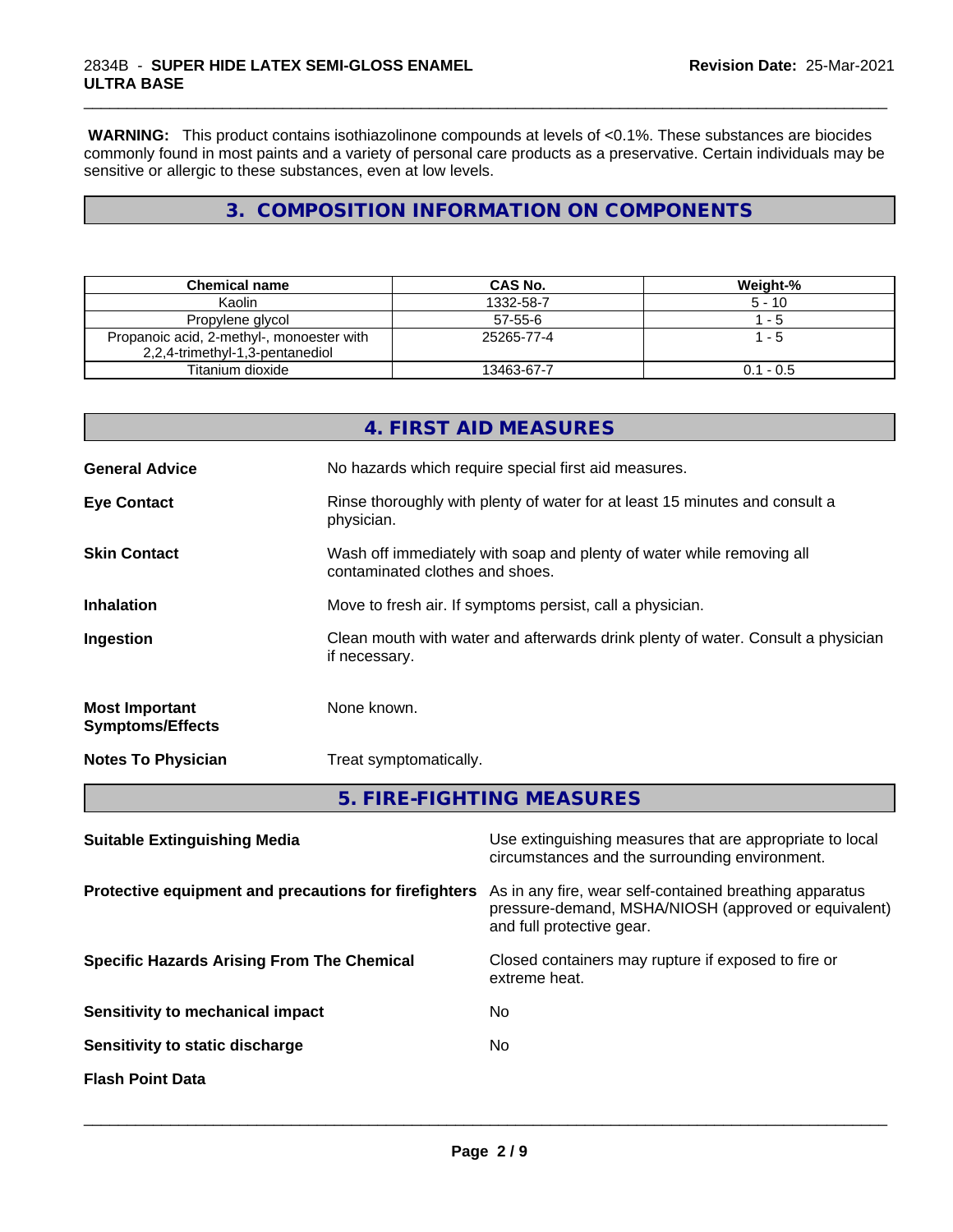**WARNING:** This product contains isothiazolinone compounds at levels of <0.1%. These substances are biocides commonly found in most paints and a variety of personal care products as a preservative. Certain individuals may be sensitive or allergic to these substances, even at low levels.

## 3. COMPOSITION INFORMATION ON COMPONENTS

| Chemical name | CAS No. | Weight-% |
|---|---|---|
| Kaolin | 1332-58-7 | 5 - 10 |
| Propylene glycol | 57-55-6 | 1 - 5 |
| Propanoic acid, 2-methyl-, monoester with 2,2,4-trimethyl-1,3-pentanediol | 25265-77-4 | 1 - 5 |
| Titanium dioxide | 13463-67-7 | 0.1 - 0.5 |

## 4. FIRST AID MEASURES

**General Advice** No hazards which require special first aid measures.

**Eye Contact** Rinse thoroughly with plenty of water for at least 15 minutes and consult a physician.

**Skin Contact** Wash off immediately with soap and plenty of water while removing all contaminated clothes and shoes.

**Inhalation** Move to fresh air. If symptoms persist, call a physician.

**Ingestion** Clean mouth with water and afterwards drink plenty of water. Consult a physician if necessary.

**Most Important Symptoms/Effects** None known.

**Notes To Physician** Treat symptomatically.

## 5. FIRE-FIGHTING MEASURES

**Suitable Extinguishing Media** Use extinguishing measures that are appropriate to local circumstances and the surrounding environment.

**Protective equipment and precautions for firefighters** As in any fire, wear self-contained breathing apparatus pressure-demand, MSHA/NIOSH (approved or equivalent) and full protective gear.

**Specific Hazards Arising From The Chemical** Closed containers may rupture if exposed to fire or extreme heat.

**Sensitivity to mechanical impact** No

**Sensitivity to static discharge** No

**Flash Point Data**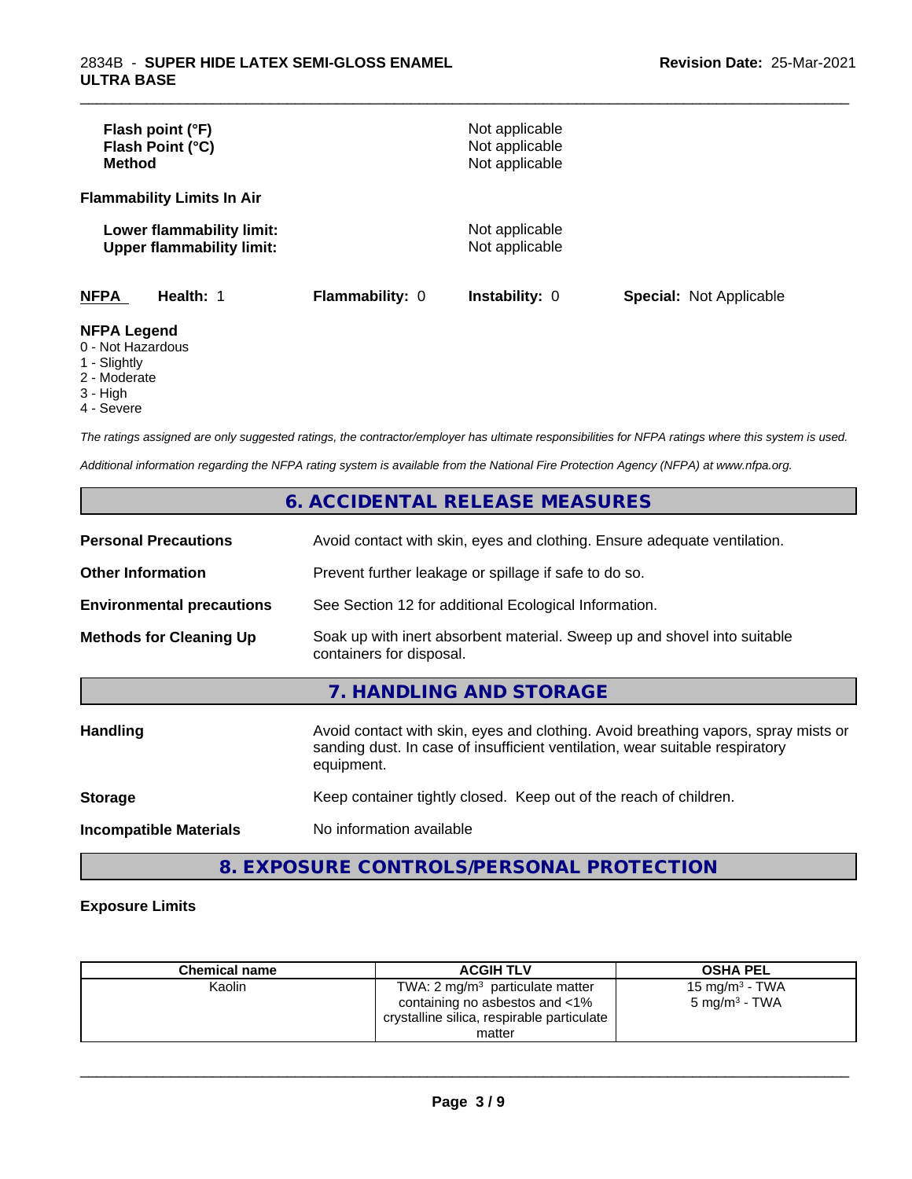| | |
|---|---|
| **Flash point (°F)** | Not applicable |
| **Flash Point (°C)** | Not applicable |
| **Method** | Not applicable |

**Flammability Limits In Air**

| | |
|---|---|
| **Lower flammability limit:** | Not applicable |
| **Upper flammability limit:** | Not applicable |

| **NFPA** | **Health:** 1 | **Flammability:** 0 | **Instability:** 0 | **Special:** Not Applicable |
|---|---|---|---|---|

**NFPA Legend**
- 0 - Not Hazardous
- 1 - Slightly
- 2 - Moderate
- 3 - High
- 4 - Severe

*The ratings assigned are only suggested ratings, the contractor/employer has ultimate responsibilities for NFPA ratings where this system is used.*

*Additional information regarding the NFPA rating system is available from the National Fire Protection Agency (NFPA) at www.nfpa.org.*

## 6. ACCIDENTAL RELEASE MEASURES

| | |
|---|---|
| **Personal Precautions** | Avoid contact with skin, eyes and clothing. Ensure adequate ventilation. |
| **Other Information** | Prevent further leakage or spillage if safe to do so. |
| **Environmental precautions** | See Section 12 for additional Ecological Information. |
| **Methods for Cleaning Up** | Soak up with inert absorbent material. Sweep up and shovel into suitable containers for disposal. |

## 7. HANDLING AND STORAGE

| | |
|---|---|
| **Handling** | Avoid contact with skin, eyes and clothing. Avoid breathing vapors, spray mists or sanding dust. In case of insufficient ventilation, wear suitable respiratory equipment. |
| **Storage** | Keep container tightly closed. Keep out of the reach of children. |
| **Incompatible Materials** | No information available |

## 8. EXPOSURE CONTROLS/PERSONAL PROTECTION

**Exposure Limits**

| Chemical name | ACGIH TLV | OSHA PEL |
|---|---|---|
| Kaolin | TWA: 2 mg/m$^3$ particulate matter containing no asbestos and <1% crystalline silica, respirable particulate matter | 15 mg/m$^3$ - TWA<br>5 mg/m$^3$ - TWA |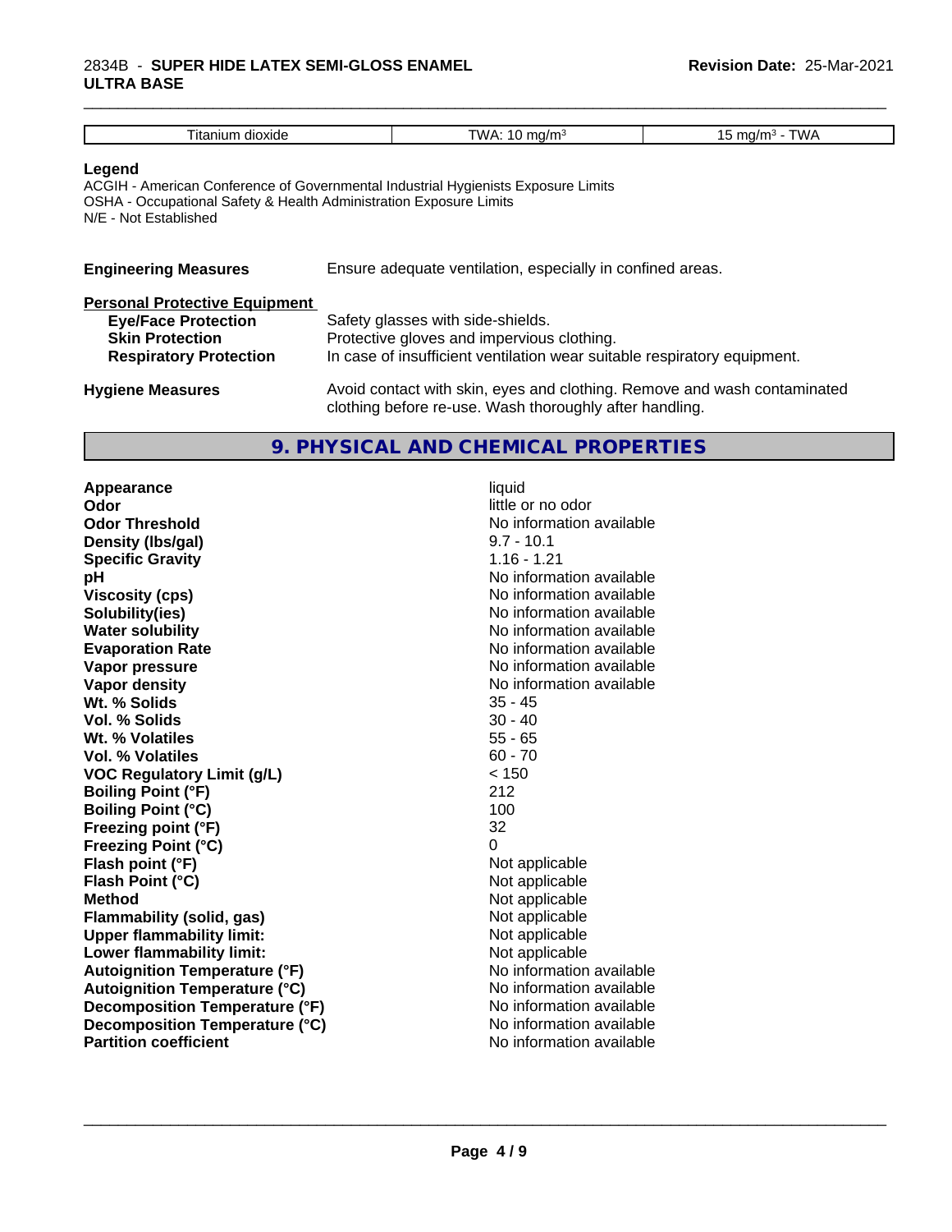| Titanium dioxide | TWA: 10 mg/m³ | 15 mg/m³ - TWA |
|---|---|---|

**Legend**
ACGIH - American Conference of Governmental Industrial Hygienists Exposure Limits
OSHA - Occupational Safety & Health Administration Exposure Limits
N/E - Not Established

**Engineering Measures** Ensure adequate ventilation, especially in confined areas.

**Personal Protective Equipment**

**Eye/Face Protection** Safety glasses with side-shields.
**Skin Protection** Protective gloves and impervious clothing.
**Respiratory Protection** In case of insufficient ventilation wear suitable respiratory equipment.

**Hygiene Measures** Avoid contact with skin, eyes and clothing. Remove and wash contaminated clothing before re-use. Wash thoroughly after handling.

## 9. PHYSICAL AND CHEMICAL PROPERTIES

| Property | Value |
|---|---|
| **Appearance** | liquid |
| **Odor** | little or no odor |
| **Odor Threshold** | No information available |
| **Density (lbs/gal)** | 9.7 - 10.1 |
| **Specific Gravity** | 1.16 - 1.21 |
| **pH** | No information available |
| **Viscosity (cps)** | No information available |
| **Solubility(ies)** | No information available |
| **Water solubility** | No information available |
| **Evaporation Rate** | No information available |
| **Vapor pressure** | No information available |
| **Vapor density** | No information available |
| **Wt. % Solids** | 35 - 45 |
| **Vol. % Solids** | 30 - 40 |
| **Wt. % Volatiles** | 55 - 65 |
| **Vol. % Volatiles** | 60 - 70 |
| **VOC Regulatory Limit (g/L)** | < 150 |
| **Boiling Point (°F)** | 212 |
| **Boiling Point (°C)** | 100 |
| **Freezing point (°F)** | 32 |
| **Freezing Point (°C)** | 0 |
| **Flash point (°F)** | Not applicable |
| **Flash Point (°C)** | Not applicable |
| **Method** | Not applicable |
| **Flammability (solid, gas)** | Not applicable |
| **Upper flammability limit:** | Not applicable |
| **Lower flammability limit:** | Not applicable |
| **Autoignition Temperature (°F)** | No information available |
| **Autoignition Temperature (°C)** | No information available |
| **Decomposition Temperature (°F)** | No information available |
| **Decomposition Temperature (°C)** | No information available |
| **Partition coefficient** | No information available |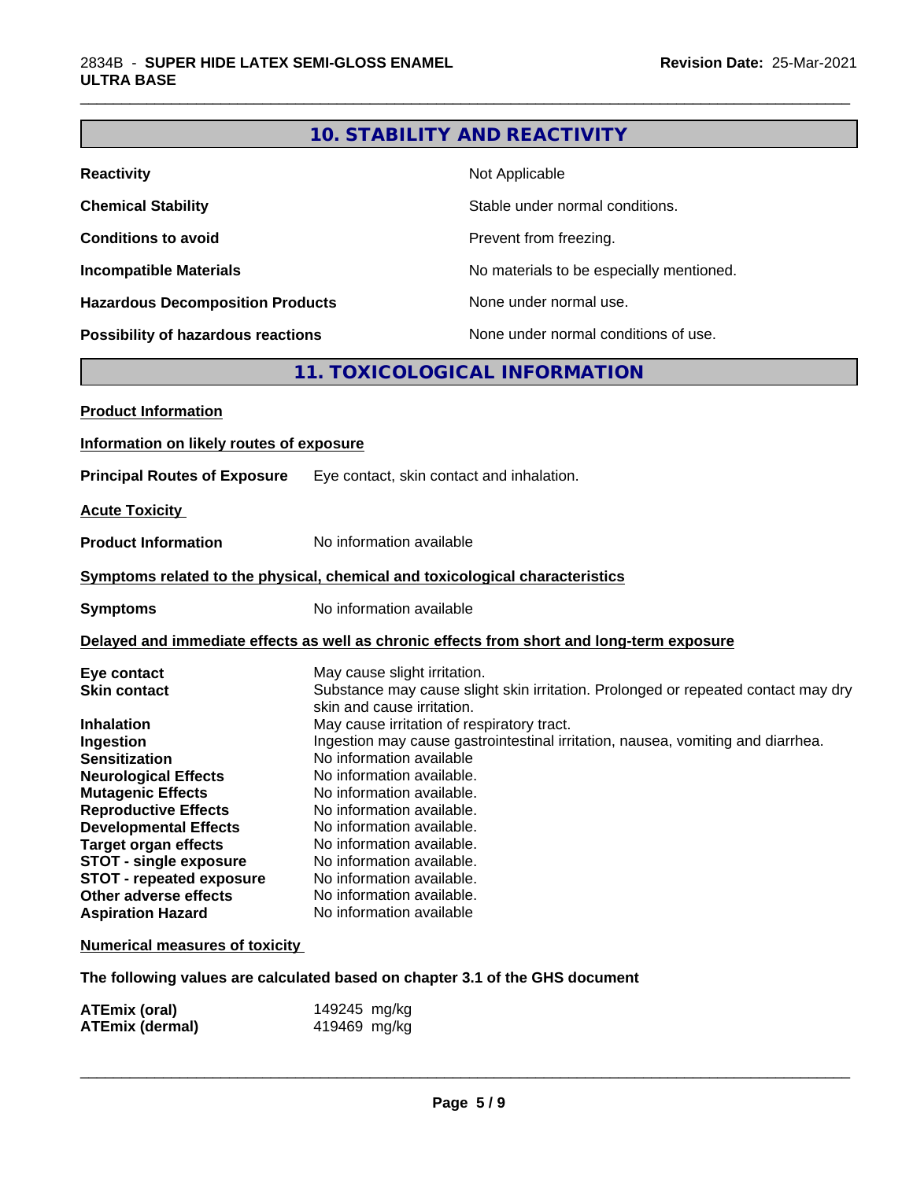## 10. STABILITY AND REACTIVITY

| | |
|---|---|
| **Reactivity** | Not Applicable |
| **Chemical Stability** | Stable under normal conditions. |
| **Conditions to avoid** | Prevent from freezing. |
| **Incompatible Materials** | No materials to be especially mentioned. |
| **Hazardous Decomposition Products** | None under normal use. |
| **Possibility of hazardous reactions** | None under normal conditions of use. |

## 11. TOXICOLOGICAL INFORMATION

**Product Information**

**Information on likely routes of exposure**

**Principal Routes of Exposure** Eye contact, skin contact and inhalation.

**Acute Toxicity**

**Product Information** No information available

**Symptoms related to the physical, chemical and toxicological characteristics**

**Symptoms** No information available

**Delayed and immediate effects as well as chronic effects from short and long-term exposure**

| | |
|---|---|
| **Eye contact** | May cause slight irritation. |
| **Skin contact** | Substance may cause slight skin irritation. Prolonged or repeated contact may dry skin and cause irritation. |
| **Inhalation** | May cause irritation of respiratory tract. |
| **Ingestion** | Ingestion may cause gastrointestinal irritation, nausea, vomiting and diarrhea. |
| **Sensitization** | No information available |
| **Neurological Effects** | No information available. |
| **Mutagenic Effects** | No information available. |
| **Reproductive Effects** | No information available. |
| **Developmental Effects** | No information available. |
| **Target organ effects** | No information available. |
| **STOT - single exposure** | No information available. |
| **STOT - repeated exposure** | No information available. |
| **Other adverse effects** | No information available. |
| **Aspiration Hazard** | No information available |

**Numerical measures of toxicity**

**The following values are calculated based on chapter 3.1 of the GHS document**

| | |
|---|---|
| **ATEmix (oral)** | 149245 mg/kg |
| **ATEmix (dermal)** | 419469 mg/kg |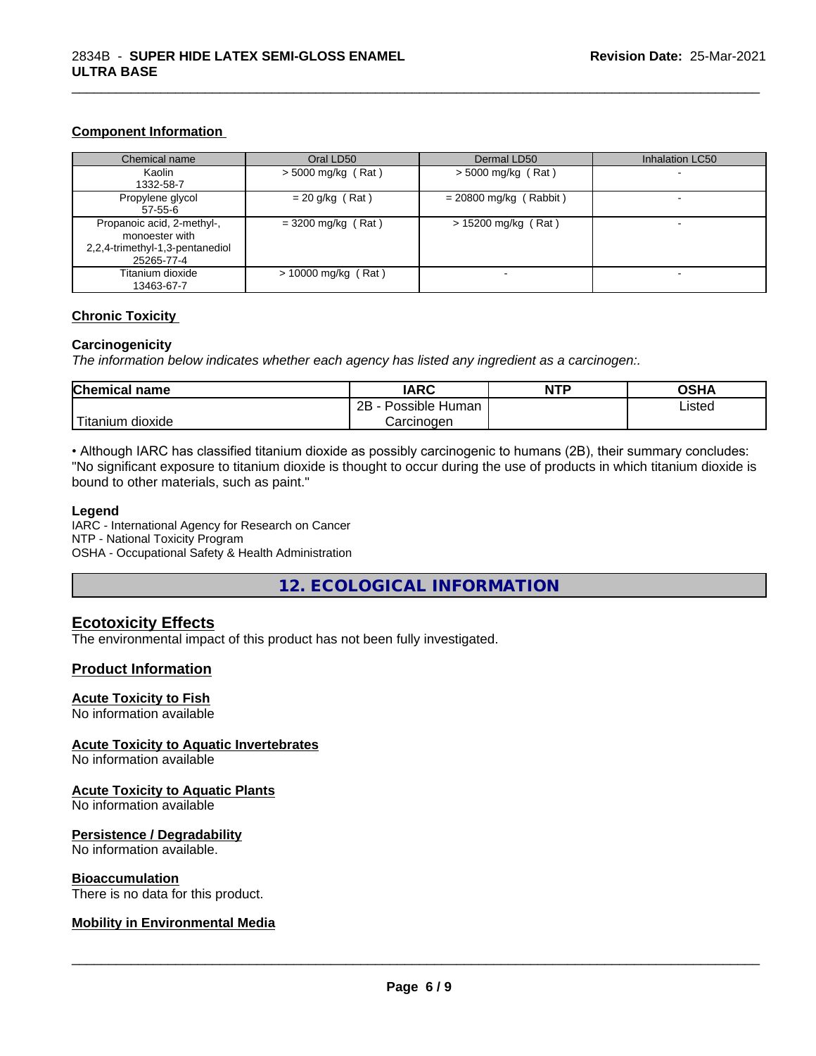### Component Information

| Chemical name | Oral LD50 | Dermal LD50 | Inhalation LC50 |
|---|---|---|---|
| Kaolin<br>1332-58-7 | > 5000 mg/kg ( Rat ) | > 5000 mg/kg ( Rat ) | - |
| Propylene glycol<br>57-55-6 | = 20 g/kg ( Rat ) | = 20800 mg/kg ( Rabbit ) | - |
| Propanoic acid, 2-methyl-, monoester with 2,2,4-trimethyl-1,3-pentanediol<br>25265-77-4 | = 3200 mg/kg ( Rat ) | > 15200 mg/kg ( Rat ) | - |
| Titanium dioxide<br>13463-67-7 | > 10000 mg/kg ( Rat ) | - | - |

### Chronic Toxicity

**Carcinogenicity**

*The information below indicates whether each agency has listed any ingredient as a carcinogen:.*

| Chemical name | IARC | NTP | OSHA |
|---|---|---|---|
| Titanium dioxide | 2B - Possible Human Carcinogen | | Listed |

• Although IARC has classified titanium dioxide as possibly carcinogenic to humans (2B), their summary concludes: "No significant exposure to titanium dioxide is thought to occur during the use of products in which titanium dioxide is bound to other materials, such as paint."

**Legend**

IARC - International Agency for Research on Cancer
NTP - National Toxicity Program
OSHA - Occupational Safety & Health Administration

## 12. ECOLOGICAL INFORMATION

### Ecotoxicity Effects

The environmental impact of this product has not been fully investigated.

### Product Information

**Acute Toxicity to Fish**

No information available

**Acute Toxicity to Aquatic Invertebrates**

No information available

**Acute Toxicity to Aquatic Plants**

No information available

**Persistence / Degradability**

No information available.

**Bioaccumulation**

There is no data for this product.

**Mobility in Environmental Media**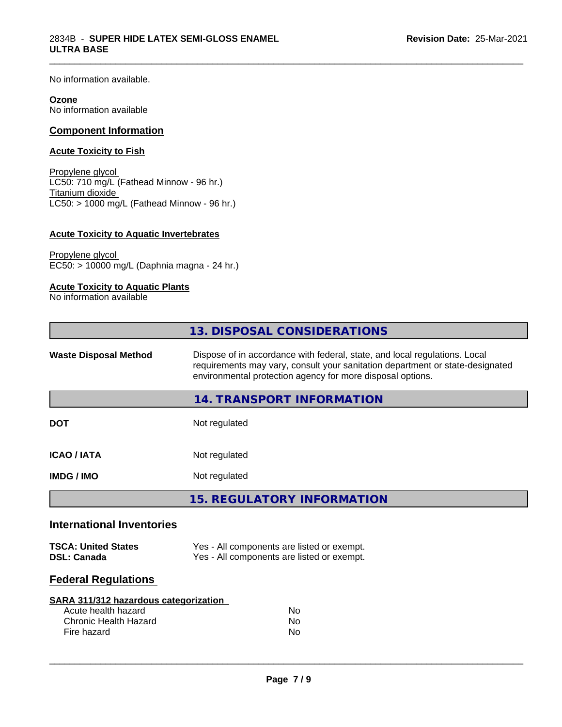No information available.

**Ozone**
No information available

## Component Information

### Acute Toxicity to Fish

Propylene glycol
LC50: 710 mg/L (Fathead Minnow - 96 hr.)
Titanium dioxide
LC50: > 1000 mg/L (Fathead Minnow - 96 hr.)

### Acute Toxicity to Aquatic Invertebrates

Propylene glycol
EC50: > 10000 mg/L (Daphnia magna - 24 hr.)

### Acute Toxicity to Aquatic Plants

No information available

## 13. DISPOSAL CONSIDERATIONS

| | |
|---|---|
| **Waste Disposal Method** | Dispose of in accordance with federal, state, and local regulations. Local requirements may vary, consult your sanitation department or state-designated environmental protection agency for more disposal options. |

## 14. TRANSPORT INFORMATION

| | |
|---|---|
| **DOT** | Not regulated |
| **ICAO / IATA** | Not regulated |
| **IMDG / IMO** | Not regulated |

## 15. REGULATORY INFORMATION

### International Inventories

| | |
|---|---|
| **TSCA: United States** | Yes - All components are listed or exempt. |
| **DSL: Canada** | Yes - All components are listed or exempt. |

### Federal Regulations

**SARA 311/312 hazardous categorization**

| | |
|---|---|
| Acute health hazard | No |
| Chronic Health Hazard | No |
| Fire hazard | No |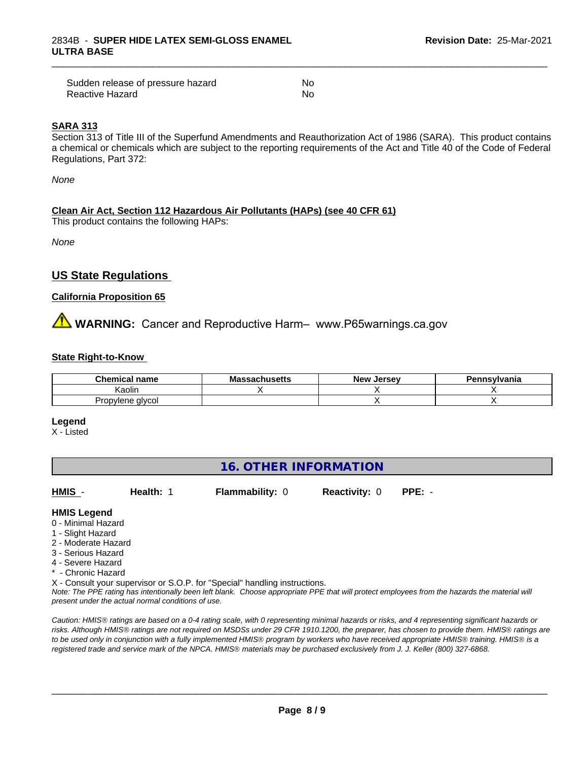| | |
|---|---|
| Sudden release of pressure hazard | No |
| Reactive Hazard | No |

**SARA 313**

Section 313 of Title III of the Superfund Amendments and Reauthorization Act of 1986 (SARA). This product contains a chemical or chemicals which are subject to the reporting requirements of the Act and Title 40 of the Code of Federal Regulations, Part 372:

*None*

**Clean Air Act, Section 112 Hazardous Air Pollutants (HAPs) (see 40 CFR 61)**

This product contains the following HAPs:

*None*

## US State Regulations

**California Proposition 65**

⚠ **WARNING:** Cancer and Reproductive Harm– www.P65warnings.ca.gov

**State Right-to-Know**

| Chemical name | Massachusetts | New Jersey | Pennsylvania |
|---|---|---|---|
| Kaolin | X | X | X |
| Propylene glycol | | X | X |

**Legend**

X - Listed

## 16. OTHER INFORMATION

**HMIS** - **Health:** 1 **Flammability:** 0 **Reactivity:** 0 **PPE:** -

**HMIS Legend**

0 - Minimal Hazard
1 - Slight Hazard
2 - Moderate Hazard
3 - Serious Hazard
4 - Severe Hazard
* - Chronic Hazard
X - Consult your supervisor or S.O.P. for "Special" handling instructions.

*Note: The PPE rating has intentionally been left blank. Choose appropriate PPE that will protect employees from the hazards the material will present under the actual normal conditions of use.*

*Caution: HMIS® ratings are based on a 0-4 rating scale, with 0 representing minimal hazards or risks, and 4 representing significant hazards or risks. Although HMIS® ratings are not required on MSDSs under 29 CFR 1910.1200, the preparer, has chosen to provide them. HMIS® ratings are to be used only in conjunction with a fully implemented HMIS® program by workers who have received appropriate HMIS® training. HMIS® is a registered trade and service mark of the NPCA. HMIS® materials may be purchased exclusively from J. J. Keller (800) 327-6868.*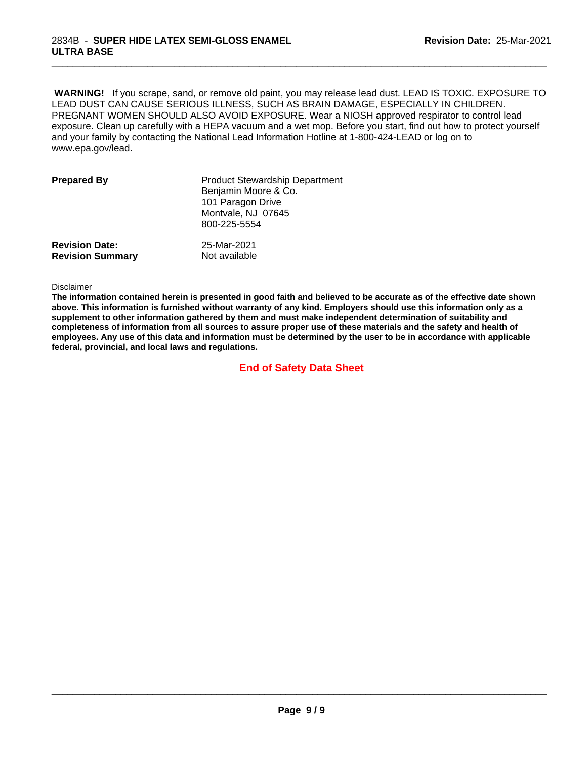**WARNING!** If you scrape, sand, or remove old paint, you may release lead dust. LEAD IS TOXIC. EXPOSURE TO LEAD DUST CAN CAUSE SERIOUS ILLNESS, SUCH AS BRAIN DAMAGE, ESPECIALLY IN CHILDREN. PREGNANT WOMEN SHOULD ALSO AVOID EXPOSURE. Wear a NIOSH approved respirator to control lead exposure. Clean up carefully with a HEPA vacuum and a wet mop. Before you start, find out how to protect yourself and your family by contacting the National Lead Information Hotline at 1-800-424-LEAD or log on to www.epa.gov/lead.

| | |
|---|---|
| **Prepared By** | Product Stewardship Department<br>Benjamin Moore & Co.<br>101 Paragon Drive<br>Montvale, NJ 07645<br>800-225-5554 |
| **Revision Date:** | 25-Mar-2021 |
| **Revision Summary** | Not available |

Disclaimer

**The information contained herein is presented in good faith and believed to be accurate as of the effective date shown above. This information is furnished without warranty of any kind. Employers should use this information only as a supplement to other information gathered by them and must make independent determination of suitability and completeness of information from all sources to assure proper use of these materials and the safety and health of employees. Any use of this data and information must be determined by the user to be in accordance with applicable federal, provincial, and local laws and regulations.**

**End of Safety Data Sheet**